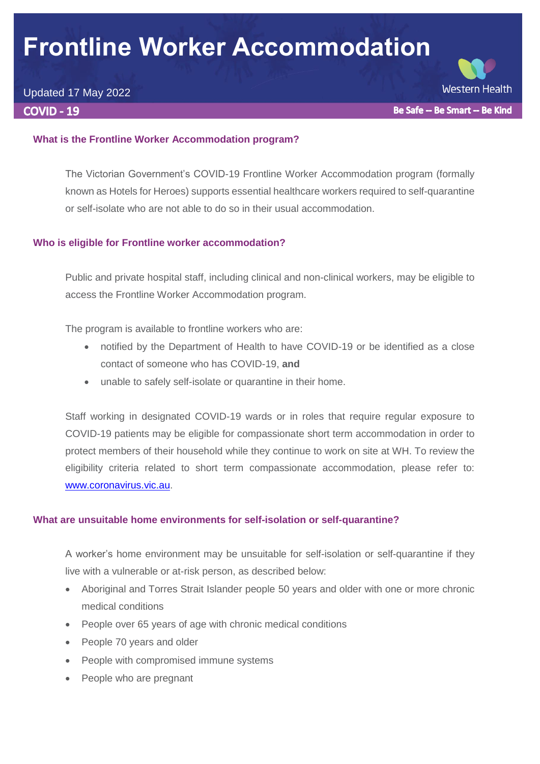# Frontline Worker Accommodation

Updated 17 May 2022

Western Health

**COVID - 19**

**Be Safe -- Be Smart -- Be Kind**

### What is the Frontline Worker Accommodation program?

The Victorian Government's COVID-19 Frontline Worker Accommodation program (formally known as Hotels for Heroes) supports essential healthcare workers required to self-quarantine or self-isolate who are not able to do so in their usual accommodation.

### Who is eligible for Frontline worker accommodation?

Public and private hospital staff, including clinical and non-clinical workers, may be eligible to access the Frontline Worker Accommodation program.

The program is available to frontline workers who are:

- notified by the Department of Health to have COVID-19 or be identified as a close contact of someone who has COVID-19, **and**
- unable to safely self-isolate or quarantine in their home.

Staff working in designated COVID-19 wards or in roles that require regular exposure to COVID-19 patients may be eligible for compassionate short term accommodation in order to protect members of their household while they continue to work on site at WH. To review the eligibility criteria related to short term compassionate accommodation, please refer to: [www.coronavirus.vic.au](http://www.coronavirus.vic.au).

### What are unsuitable home environments for self-isolation or self-quarantine?

A worker's home environment may be unsuitable for self-isolation or self-quarantine if they live with a vulnerable or at-risk person, as described below:

- Aboriginal and Torres Strait Islander people 50 years and older with one or more chronic medical conditions
- People over 65 years of age with chronic medical conditions
- People 70 years and older
- People with compromised immune systems
- People who are pregnant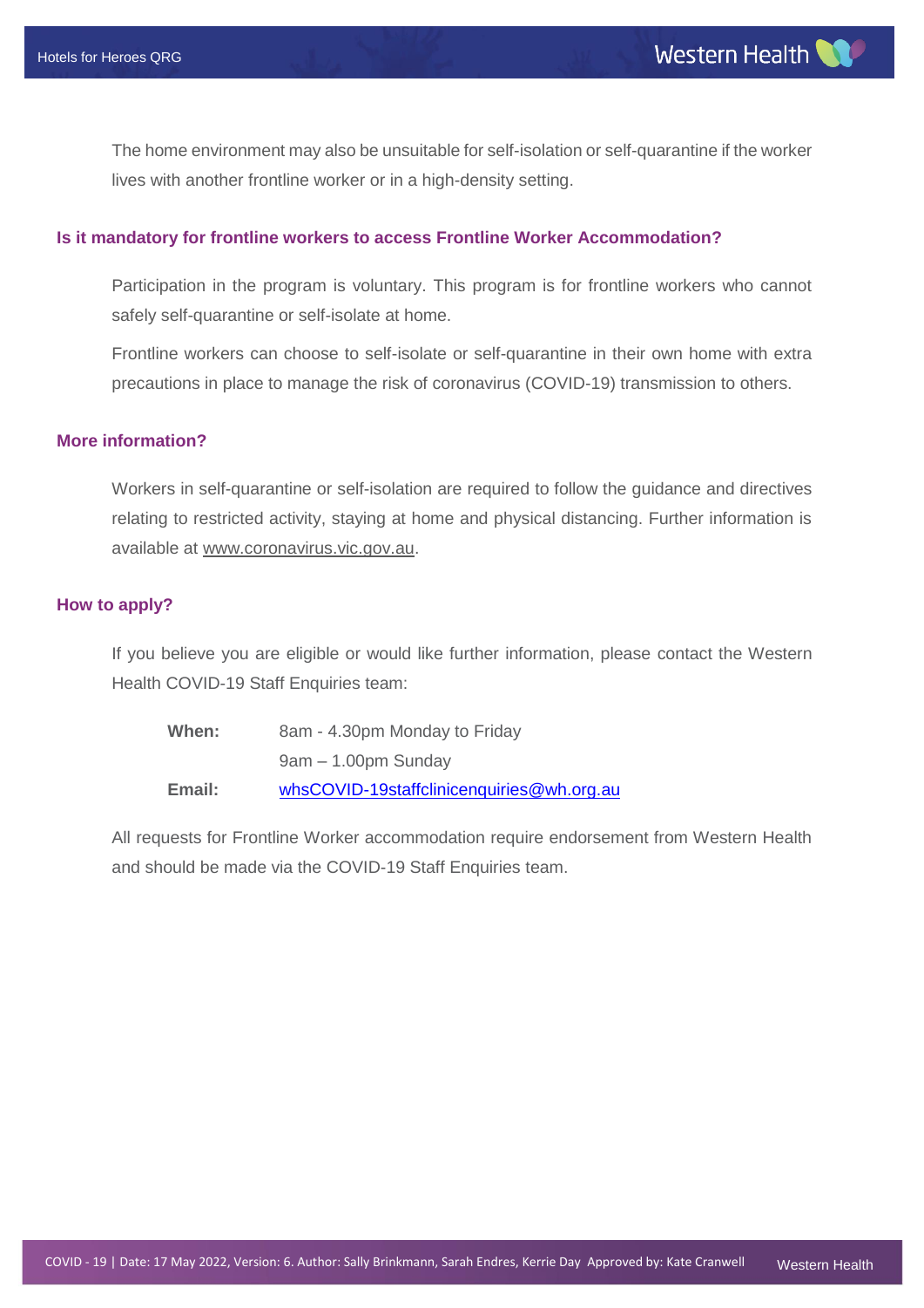The home environment may also be unsuitable for self-isolation or self-quarantine if the worker lives with another frontline worker or in a high-density setting.

### Is it mandatory for frontline workers to access Frontline Worker Accommodation?

Participation in the program is voluntary. This program is for frontline workers who cannot safely self-quarantine or self-isolate at home.

Frontline workers can choose to self-isolate or self-quarantine in their own home with extra precautions in place to manage the risk of coronavirus (COVID-19) transmission to others.

### More information?

Workers in self-quarantine or self-isolation are required to follow the guidance and directives relating to restricted activity, staying at home and physical distancing. Further information is available at www.coronavirus.vic.gov.au.

### How to apply?

If you believe you are eligible or would like further information, please contact the Western Health COVID-19 Staff Enquiries team:

| | |
|---|---|
| **When:** | 8am - 4.30pm Monday to Friday |
| | 9am – 1.00pm Sunday |
| **Email:** | whsCOVID-19staffclinicenquiries@wh.org.au |

All requests for Frontline Worker accommodation require endorsement from Western Health and should be made via the COVID-19 Staff Enquiries team.